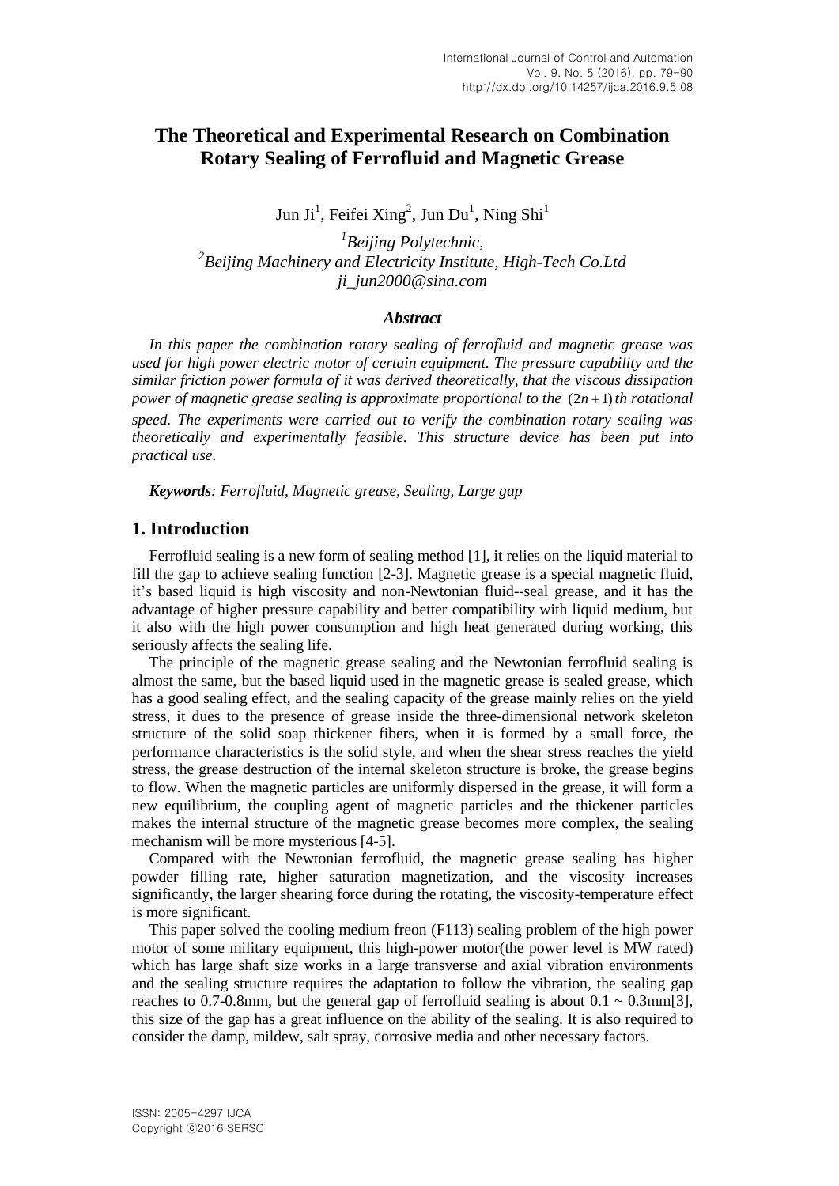# The Theoretical and Experimental Research on Combination Rotary Sealing of Ferrofluid and Magnetic Grease

Jun Ji[1], Feifei Xing[2], Jun Du[1], Ning Shi[1]

[1]*Beijing Polytechnic,*
[2]*Beijing Machinery and Electricity Institute, High-Tech Co.Ltd*
*ji_jun2000@sina.com*

### *Abstract*

*In this paper the combination rotary sealing of ferrofluid and magnetic grease was used for high power electric motor of certain equipment. The pressure capability and the similar friction power formula of it was derived theoretically, that the viscous dissipation power of magnetic grease sealing is approximate proportional to the* $(2n+1)$ *th rotational speed. The experiments were carried out to verify the combination rotary sealing was theoretically and experimentally feasible. This structure device has been put into practical use.*

***Keywords**: Ferrofluid, Magnetic grease, Sealing, Large gap*

## 1. Introduction

Ferrofluid sealing is a new form of sealing method [1], it relies on the liquid material to fill the gap to achieve sealing function [2-3]. Magnetic grease is a special magnetic fluid, it's based liquid is high viscosity and non-Newtonian fluid--seal grease, and it has the advantage of higher pressure capability and better compatibility with liquid medium, but it also with the high power consumption and high heat generated during working, this seriously affects the sealing life.

The principle of the magnetic grease sealing and the Newtonian ferrofluid sealing is almost the same, but the based liquid used in the magnetic grease is sealed grease, which has a good sealing effect, and the sealing capacity of the grease mainly relies on the yield stress, it dues to the presence of grease inside the three-dimensional network skeleton structure of the solid soap thickener fibers, when it is formed by a small force, the performance characteristics is the solid style, and when the shear stress reaches the yield stress, the grease destruction of the internal skeleton structure is broke, the grease begins to flow. When the magnetic particles are uniformly dispersed in the grease, it will form a new equilibrium, the coupling agent of magnetic particles and the thickener particles makes the internal structure of the magnetic grease becomes more complex, the sealing mechanism will be more mysterious [4-5].

Compared with the Newtonian ferrofluid, the magnetic grease sealing has higher powder filling rate, higher saturation magnetization, and the viscosity increases significantly, the larger shearing force during the rotating, the viscosity-temperature effect is more significant.

This paper solved the cooling medium freon (F113) sealing problem of the high power motor of some military equipment, this high-power motor(the power level is MW rated) which has large shaft size works in a large transverse and axial vibration environments and the sealing structure requires the adaptation to follow the vibration, the sealing gap reaches to 0.7-0.8mm, but the general gap of ferrofluid sealing is about 0.1 ~ 0.3mm[3], this size of the gap has a great influence on the ability of the sealing. It is also required to consider the damp, mildew, salt spray, corrosive media and other necessary factors.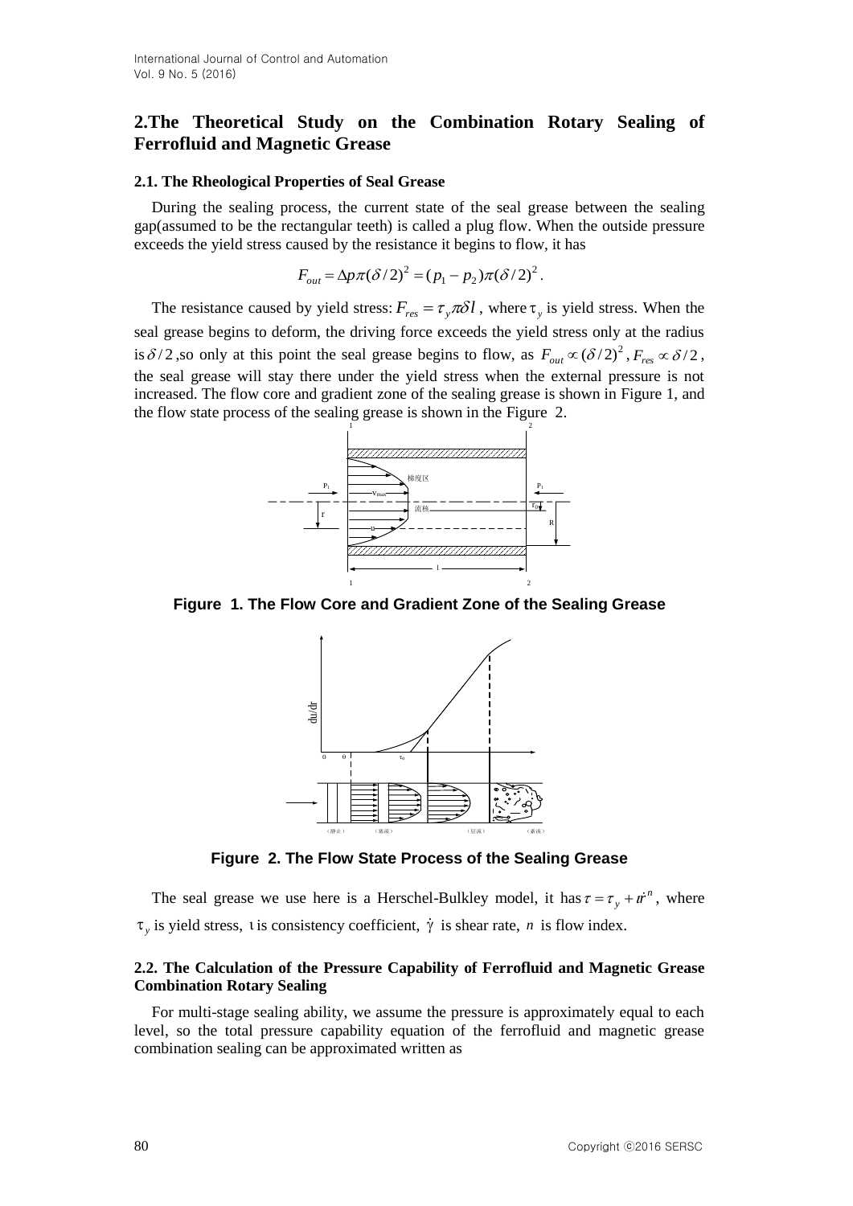## 2.The Theoretical Study on the Combination Rotary Sealing of Ferrofluid and Magnetic Grease

### 2.1. The Rheological Properties of Seal Grease

During the sealing process, the current state of the seal grease between the sealing gap(assumed to be the rectangular teeth) is called a plug flow. When the outside pressure exceeds the yield stress caused by the resistance it begins to flow, it has

$$F_{out} = \Delta p \pi (\delta / 2)^2 = (p_1 - p_2)\pi(\delta / 2)^2 .$$

The resistance caused by yield stress: $F_{res} = \tau_y \pi \delta l$ , where $\tau_y$ is yield stress. When the seal grease begins to deform, the driving force exceeds the yield stress only at the radius is $\delta / 2$ ,so only at this point the seal grease begins to flow, as $F_{out} \propto (\delta / 2)^2$ , $F_{res} \propto \delta / 2$ , the seal grease will stay there under the yield stress when the external pressure is not increased. The flow core and gradient zone of the sealing grease is shown in Figure 1, and the flow state process of the sealing grease is shown in the Figure 2.

**Figure 1. The Flow Core and Gradient Zone of the Sealing Grease**

**Figure 2. The Flow State Process of the Sealing Grease**

The seal grease we use here is a Herschel-Bulkley model, it has $\tau = \tau_y + \iota\dot{r}^n$ , where $\tau_y$ is yield stress, $\iota$ is consistency coefficient, $\dot{\gamma}$ is shear rate, $n$ is flow index.

### 2.2. The Calculation of the Pressure Capability of Ferrofluid and Magnetic Grease Combination Rotary Sealing

For multi-stage sealing ability, we assume the pressure is approximately equal to each level, so the total pressure capability equation of the ferrofluid and magnetic grease combination sealing can be approximated written as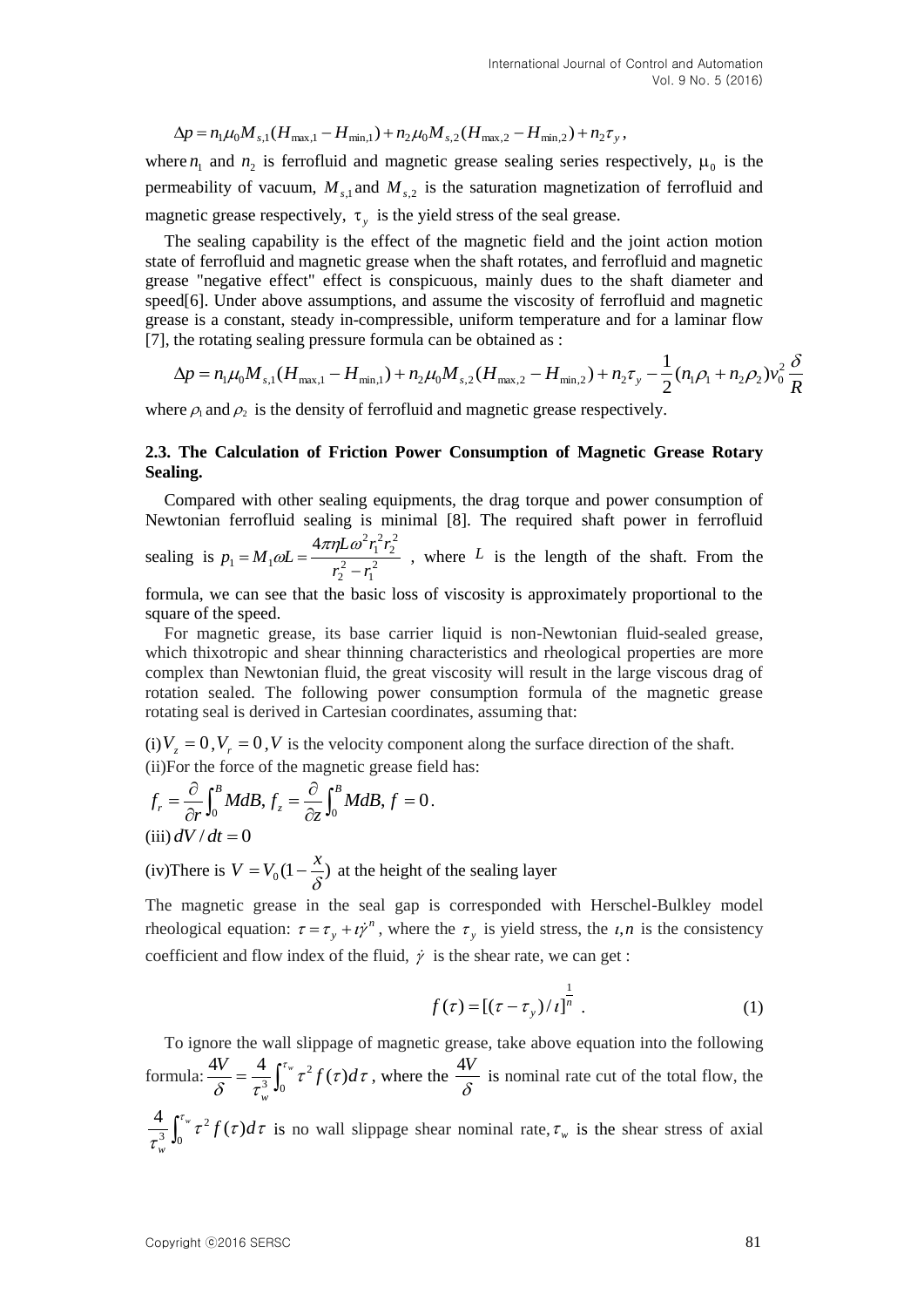$$\Delta p = n_1 \mu_0 M_{s,1}(H_{\max,1} - H_{\min,1}) + n_2 \mu_0 M_{s,2}(H_{\max,2} - H_{\min,2}) + n_2 \tau_y ,$$

where $n_1$ and $n_2$ is ferrofluid and magnetic grease sealing series respectively, $\mu_0$ is the permeability of vacuum, $M_{s,1}$ and $M_{s,2}$ is the saturation magnetization of ferrofluid and magnetic grease respectively, $\tau_y$ is the yield stress of the seal grease.

The sealing capability is the effect of the magnetic field and the joint action motion state of ferrofluid and magnetic grease when the shaft rotates, and ferrofluid and magnetic grease "negative effect" effect is conspicuous, mainly dues to the shaft diameter and speed[6]. Under above assumptions, and assume the viscosity of ferrofluid and magnetic grease is a constant, steady in-compressible, uniform temperature and for a laminar flow [7], the rotating sealing pressure formula can be obtained as :

$$\Delta p = n_1 \mu_0 M_{s,1}(H_{\max,1} - H_{\min,1}) + n_2 \mu_0 M_{s,2}(H_{\max,2} - H_{\min,2}) + n_2 \tau_y - \frac{1}{2}(n_1 \rho_1 + n_2 \rho_2) v_0^2 \frac{\delta}{R}$$

where $\rho_1$ and $\rho_2$ is the density of ferrofluid and magnetic grease respectively.

### 2.3. The Calculation of Friction Power Consumption of Magnetic Grease Rotary Sealing.

Compared with other sealing equipments, the drag torque and power consumption of Newtonian ferrofluid sealing is minimal [8]. The required shaft power in ferrofluid sealing is $p_1 = M_1 \omega L = \dfrac{4\pi \eta L \omega^2 r_1^2 r_2^2}{r_2^2 - r_1^2}$ , where $L$ is the length of the shaft. From the formula, we can see that the basic loss of viscosity is approximately proportional to the square of the speed.

For magnetic grease, its base carrier liquid is non-Newtonian fluid-sealed grease, which thixotropic and shear thinning characteristics and rheological properties are more complex than Newtonian fluid, the great viscosity will result in the large viscous drag of rotation sealed. The following power consumption formula of the magnetic grease rotating seal is derived in Cartesian coordinates, assuming that:

(i) $V_z = 0, V_r = 0, V$ is the velocity component along the surface direction of the shaft.

(ii) For the force of the magnetic grease field has:

$$f_r = \frac{\partial}{\partial r}\int_0^B M dB,\ f_z = \frac{\partial}{\partial z}\int_0^B M dB,\ f = 0 .$$

(iii) $dV/dt = 0$

(iv) There is $V = V_0(1 - \dfrac{x}{\delta})$ at the height of the sealing layer

The magnetic grease in the seal gap is corresponded with Herschel-Bulkley model rheological equation: $\tau = \tau_y + \iota \dot{\gamma}^n$, where the $\tau_y$ is yield stress, the $\iota, n$ is the consistency coefficient and flow index of the fluid, $\dot{\gamma}$ is the shear rate, we can get :

$$f(\tau) = [(\tau - \tau_y)/\iota]^{\frac{1}{n}} . \tag{1}$$

To ignore the wall slippage of magnetic grease, take above equation into the following formula: $\dfrac{4V}{\delta} = \dfrac{4}{\tau_w^3}\int_0^{\tau_w} \tau^2 f(\tau) d\tau$ , where the $\dfrac{4V}{\delta}$ is nominal rate cut of the total flow, the $\dfrac{4}{\tau_w^3}\int_0^{\tau_w} \tau^2 f(\tau) d\tau$ is no wall slippage shear nominal rate, $\tau_w$ is the shear stress of axial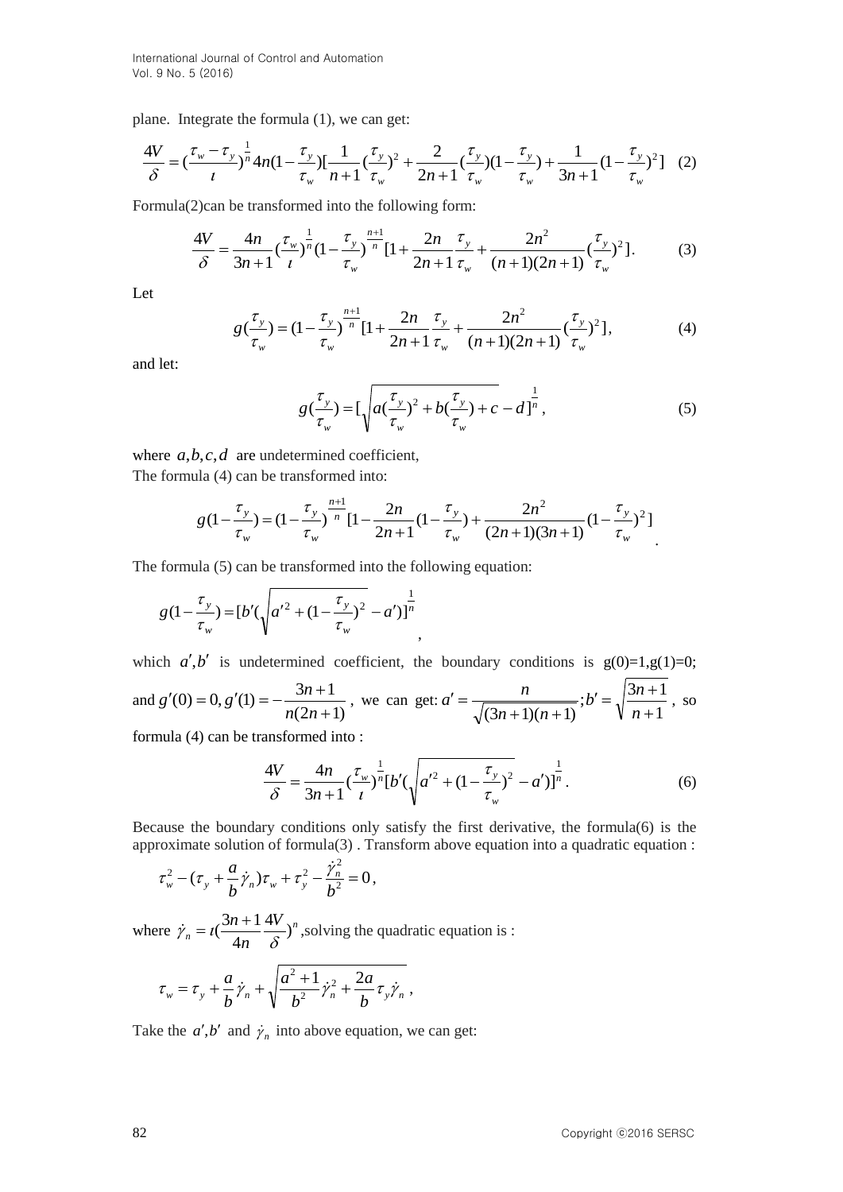plane. Integrate the formula (1), we can get:

$$\frac{4V}{\delta}=(\frac{\tau_w-\tau_y}{\iota})^{\frac{1}{n}}4n(1-\frac{\tau_y}{\tau_w})[\frac{1}{n+1}(\frac{\tau_y}{\tau_w})^2+\frac{2}{2n+1}(\frac{\tau_y}{\tau_w})(1-\frac{\tau_y}{\tau_w})+\frac{1}{3n+1}(1-\frac{\tau_y}{\tau_w})^2] \quad (2)$$

Formula(2)can be transformed into the following form:

$$\frac{4V}{\delta}=\frac{4n}{3n+1}(\frac{\tau_w}{\iota})^{\frac{1}{n}}(1-\frac{\tau_y}{\tau_w})^{\frac{n+1}{n}}[1+\frac{2n}{2n+1}\frac{\tau_y}{\tau_w}+\frac{2n^2}{(n+1)(2n+1)}(\frac{\tau_y}{\tau_w})^2]. \quad (3)$$

Let

$$g(\frac{\tau_y}{\tau_w})=(1-\frac{\tau_y}{\tau_w})^{\frac{n+1}{n}}[1+\frac{2n}{2n+1}\frac{\tau_y}{\tau_w}+\frac{2n^2}{(n+1)(2n+1)}(\frac{\tau_y}{\tau_w})^2], \quad (4)$$

and let:

$$g(\frac{\tau_y}{\tau_w})=[\sqrt{a(\frac{\tau_y}{\tau_w})^2+b(\frac{\tau_y}{\tau_w})+c}-d]^{\frac{1}{n}}, \quad (5)$$

where $a,b,c,d$ are undetermined coefficient,
The formula (4) can be transformed into:

$$g(1-\frac{\tau_y}{\tau_w})=(1-\frac{\tau_y}{\tau_w})^{\frac{n+1}{n}}[1-\frac{2n}{2n+1}(1-\frac{\tau_y}{\tau_w})+\frac{2n^2}{(2n+1)(3n+1)}(1-\frac{\tau_y}{\tau_w})^2].$$

The formula (5) can be transformed into the following equation:

$$g(1-\frac{\tau_y}{\tau_w})=[b'(\sqrt{a'^2+(1-\frac{\tau_y}{\tau_w})^2}-a')]^{\frac{1}{n}},$$

which $a',b'$ is undetermined coefficient, the boundary conditions is g(0)=1,g(1)=0; and $g'(0)=0, g'(1)=-\frac{3n+1}{n(2n+1)}$, we can get: $a'=\frac{n}{\sqrt{(3n+1)(n+1)}}; b'=\sqrt{\frac{3n+1}{n+1}}$, so formula (4) can be transformed into :

$$\frac{4V}{\delta}=\frac{4n}{3n+1}(\frac{\tau_w}{\iota})^{\frac{1}{n}}[b'(\sqrt{a'^2+(1-\frac{\tau_y}{\tau_w})^2}-a')]^{\frac{1}{n}}. \quad (6)$$

Because the boundary conditions only satisfy the first derivative, the formula(6) is the approximate solution of formula(3) . Transform above equation into a quadratic equation :

$$\tau_w^2-(\tau_y+\frac{a}{b}\dot{\gamma}_n)\tau_w+\tau_y^2-\frac{\dot{\gamma}_n^2}{b^2}=0,$$

where $\dot{\gamma}_n=\iota(\frac{3n+1}{4n}\frac{4V}{\delta})^n$,solving the quadratic equation is :

$$\tau_w=\tau_y+\frac{a}{b}\dot{\gamma}_n+\sqrt{\frac{a^2+1}{b^2}\dot{\gamma}_n^2+\frac{2a}{b}\tau_y\dot{\gamma}_n},$$

Take the $a',b'$ and $\dot{\gamma}_n$ into above equation, we can get: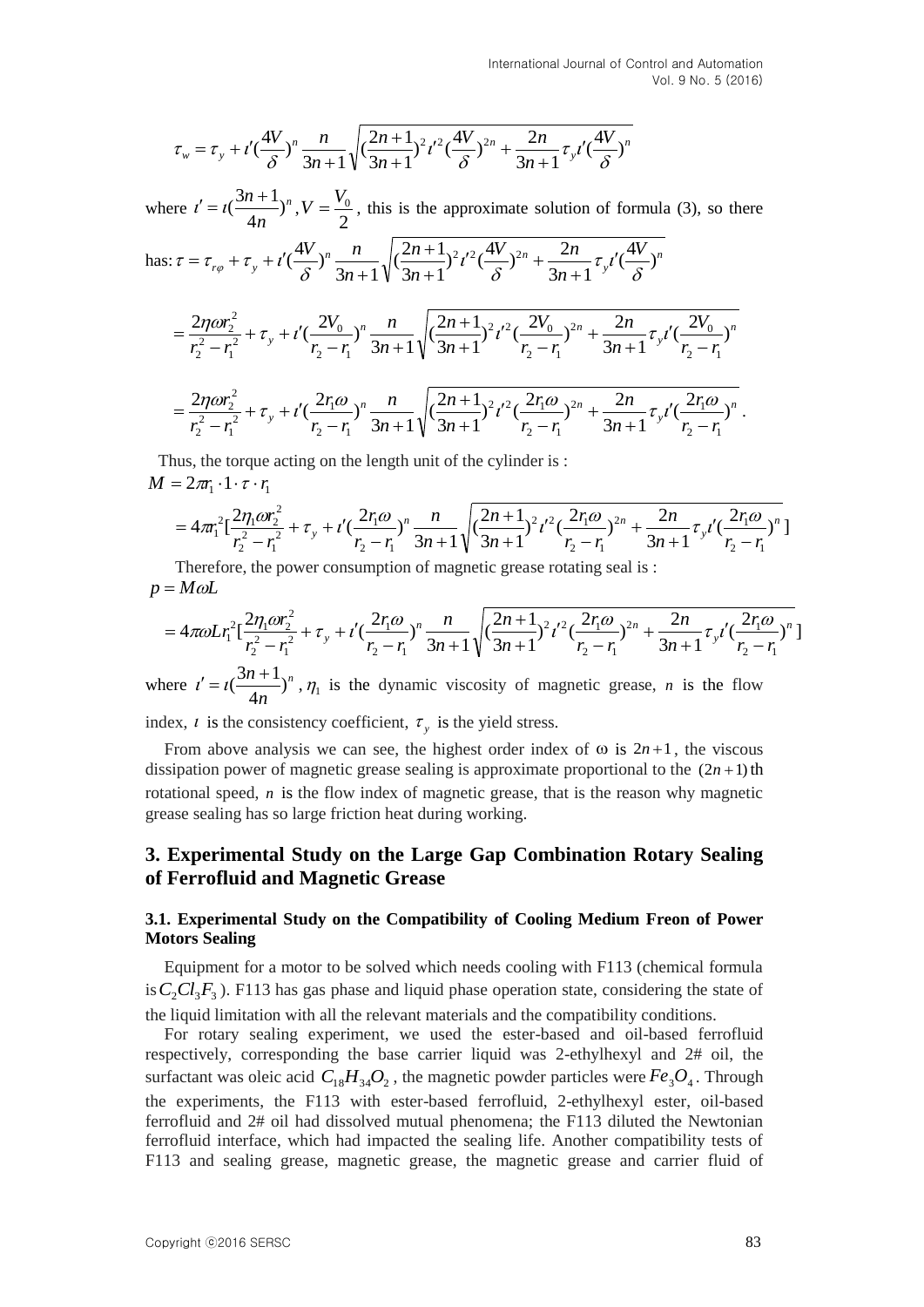$$\tau_w = \tau_y + \iota'(\frac{4V}{\delta})^n \frac{n}{3n+1}\sqrt{(\frac{2n+1}{3n+1})^2 \iota'^2 (\frac{4V}{\delta})^{2n} + \frac{2n}{3n+1}\tau_y \iota'(\frac{4V}{\delta})^n}$$

where $\iota' = \iota(\frac{3n+1}{4n})^n, V = \frac{V_0}{2}$, this is the approximate solution of formula (3), so there has: $\tau = \tau_{r\varphi} + \tau_y + \iota'(\frac{4V}{\delta})^n \frac{n}{3n+1}\sqrt{(\frac{2n+1}{3n+1})^2 \iota'^2 (\frac{4V}{\delta})^{2n} + \frac{2n}{3n+1}\tau_y \iota'(\frac{4V}{\delta})^n}$

$$= \frac{2\eta\omega r_2^2}{r_2^2 - r_1^2} + \tau_y + \iota'(\frac{2V_0}{r_2 - r_1})^n \frac{n}{3n+1}\sqrt{(\frac{2n+1}{3n+1})^2 \iota'^2 (\frac{2V_0}{r_2 - r_1})^{2n} + \frac{2n}{3n+1}\tau_y \iota'(\frac{2V_0}{r_2 - r_1})^n}$$

$$= \frac{2\eta\omega r_2^2}{r_2^2 - r_1^2} + \tau_y + \iota'(\frac{2r_1\omega}{r_2 - r_1})^n \frac{n}{3n+1}\sqrt{(\frac{2n+1}{3n+1})^2 \iota'^2 (\frac{2r_1\omega}{r_2 - r_1})^{2n} + \frac{2n}{3n+1}\tau_y \iota'(\frac{2r_1\omega}{r_2 - r_1})^n}.$$

Thus, the torque acting on the length unit of the cylinder is :

$$M = 2\pi r_1 \cdot 1 \cdot \tau \cdot r_1$$

$$= 4\pi r_1^2 [\frac{2\eta_1\omega r_2^2}{r_2^2 - r_1^2} + \tau_y + \iota'(\frac{2r_1\omega}{r_2 - r_1})^n \frac{n}{3n+1}\sqrt{(\frac{2n+1}{3n+1})^2 \iota'^2 (\frac{2r_1\omega}{r_2 - r_1})^{2n} + \frac{2n}{3n+1}\tau_y \iota'(\frac{2r_1\omega}{r_2 - r_1})^n}]$$

Therefore, the power consumption of magnetic grease rotating seal is :

$$p = M\omega L$$

$$= 4\pi\omega L r_1^2 [\frac{2\eta_1\omega r_2^2}{r_2^2 - r_1^2} + \tau_y + \iota'(\frac{2r_1\omega}{r_2 - r_1})^n \frac{n}{3n+1}\sqrt{(\frac{2n+1}{3n+1})^2 \iota'^2 (\frac{2r_1\omega}{r_2 - r_1})^{2n} + \frac{2n}{3n+1}\tau_y \iota'(\frac{2r_1\omega}{r_2 - r_1})^n}]$$

where $\iota' = \iota(\frac{3n+1}{4n})^n$, $\eta_1$ is the dynamic viscosity of magnetic grease, $n$ is the flow index, $\iota$ is the consistency coefficient, $\tau_y$ is the yield stress.

From above analysis we can see, the highest order index of ω is $2n+1$, the viscous dissipation power of magnetic grease sealing is approximate proportional to the $(2n+1)$th rotational speed, $n$ is the flow index of magnetic grease, that is the reason why magnetic grease sealing has so large friction heat during working.

## 3. Experimental Study on the Large Gap Combination Rotary Sealing of Ferrofluid and Magnetic Grease

### 3.1. Experimental Study on the Compatibility of Cooling Medium Freon of Power Motors Sealing

Equipment for a motor to be solved which needs cooling with F113 (chemical formula is $C_2Cl_3F_3$). F113 has gas phase and liquid phase operation state, considering the state of the liquid limitation with all the relevant materials and the compatibility conditions.

For rotary sealing experiment, we used the ester-based and oil-based ferrofluid respectively, corresponding the base carrier liquid was 2-ethylhexyl and 2# oil, the surfactant was oleic acid $C_{18}H_{34}O_2$, the magnetic powder particles were $Fe_3O_4$. Through the experiments, the F113 with ester-based ferrofluid, 2-ethylhexyl ester, oil-based ferrofluid and 2# oil had dissolved mutual phenomena; the F113 diluted the Newtonian ferrofluid interface, which had impacted the sealing life. Another compatibility tests of F113 and sealing grease, magnetic grease, the magnetic grease and carrier fluid of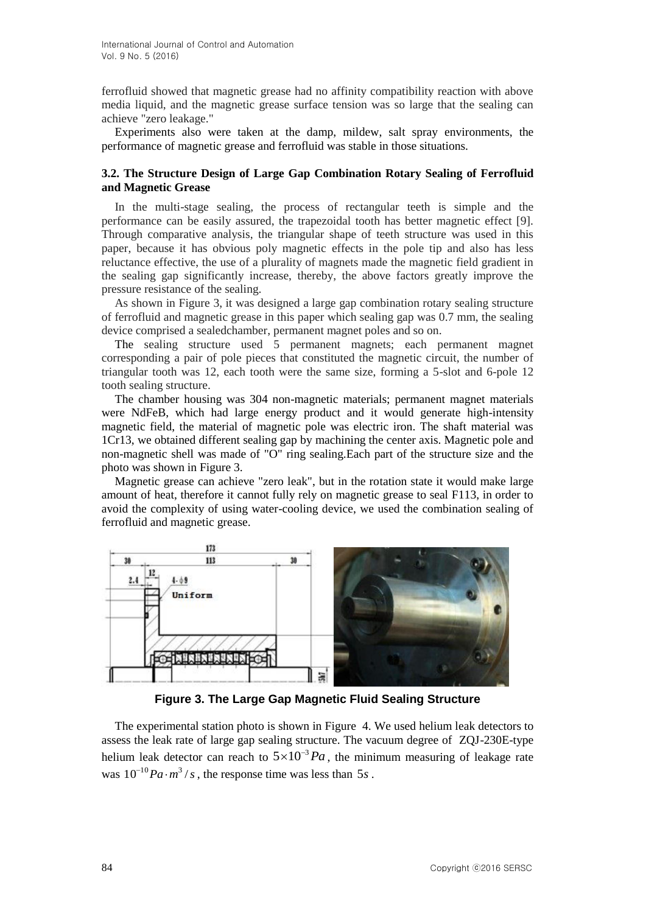ferrofluid showed that magnetic grease had no affinity compatibility reaction with above media liquid, and the magnetic grease surface tension was so large that the sealing can achieve "zero leakage."

Experiments also were taken at the damp, mildew, salt spray environments, the performance of magnetic grease and ferrofluid was stable in those situations.

### 3.2. The Structure Design of Large Gap Combination Rotary Sealing of Ferrofluid and Magnetic Grease

In the multi-stage sealing, the process of rectangular teeth is simple and the performance can be easily assured, the trapezoidal tooth has better magnetic effect [9]. Through comparative analysis, the triangular shape of teeth structure was used in this paper, because it has obvious poly magnetic effects in the pole tip and also has less reluctance effective, the use of a plurality of magnets made the magnetic field gradient in the sealing gap significantly increase, thereby, the above factors greatly improve the pressure resistance of the sealing.

As shown in Figure 3, it was designed a large gap combination rotary sealing structure of ferrofluid and magnetic grease in this paper which sealing gap was 0.7 mm, the sealing device comprised a sealedchamber, permanent magnet poles and so on.

The sealing structure used 5 permanent magnets; each permanent magnet corresponding a pair of pole pieces that constituted the magnetic circuit, the number of triangular tooth was 12, each tooth were the same size, forming a 5-slot and 6-pole 12 tooth sealing structure.

The chamber housing was 304 non-magnetic materials; permanent magnet materials were NdFeB, which had large energy product and it would generate high-intensity magnetic field, the material of magnetic pole was electric iron. The shaft material was 1Cr13, we obtained different sealing gap by machining the center axis. Magnetic pole and non-magnetic shell was made of "O" ring sealing.Each part of the structure size and the photo was shown in Figure 3.

Magnetic grease can achieve "zero leak", but in the rotation state it would make large amount of heat, therefore it cannot fully rely on magnetic grease to seal F113, in order to avoid the complexity of using water-cooling device, we used the combination sealing of ferrofluid and magnetic grease.

**Figure 3. The Large Gap Magnetic Fluid Sealing Structure**

The experimental station photo is shown in Figure 4. We used helium leak detectors to assess the leak rate of large gap sealing structure. The vacuum degree of ZQJ-230E-type helium leak detector can reach to $5\times10^{-3}Pa$, the minimum measuring of leakage rate was $10^{-10}Pa\cdot m^3/s$, the response time was less than $5s$.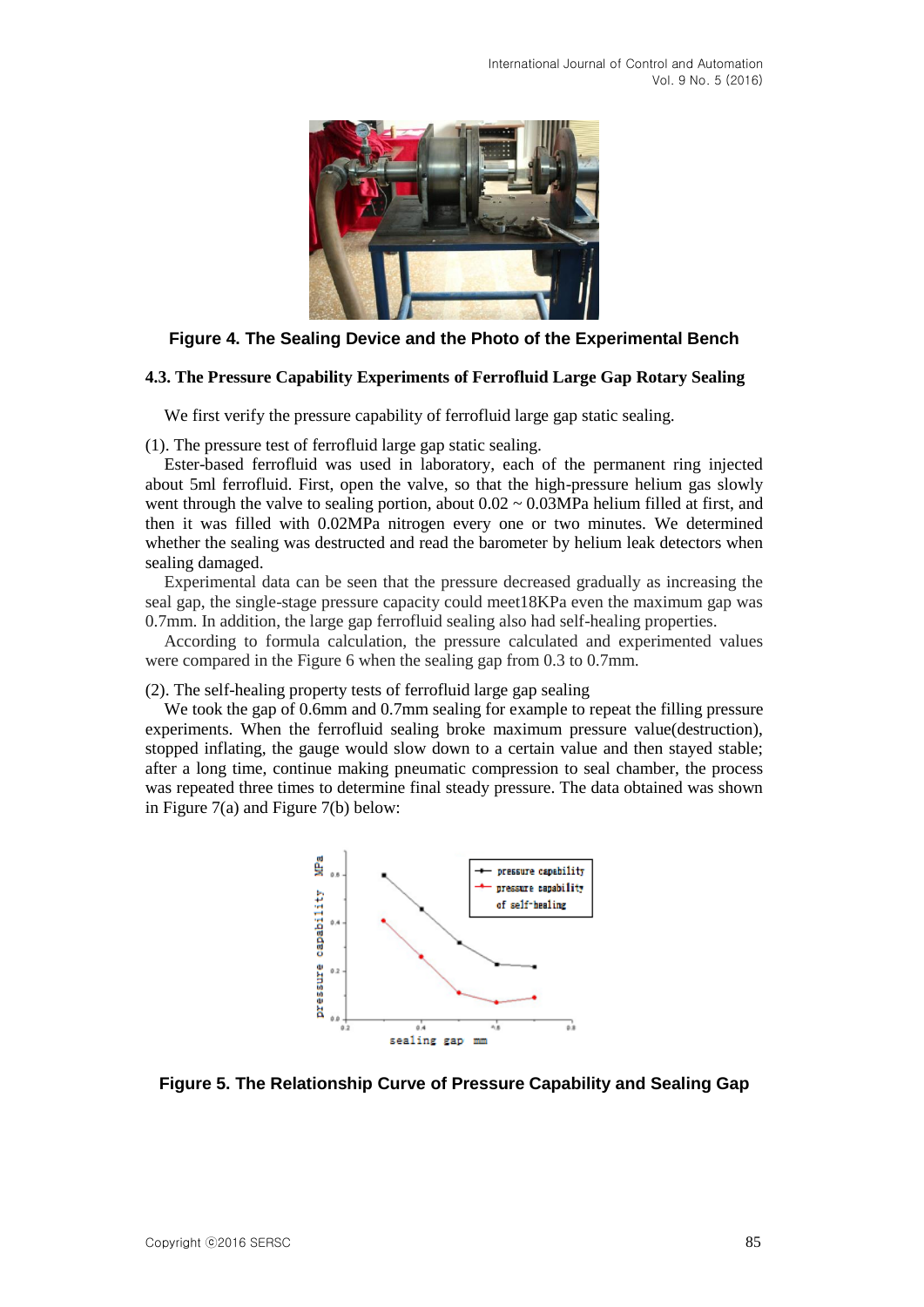**Figure 4. The Sealing Device and the Photo of the Experimental Bench**

### 4.3. The Pressure Capability Experiments of Ferrofluid Large Gap Rotary Sealing

We first verify the pressure capability of ferrofluid large gap static sealing.

(1). The pressure test of ferrofluid large gap static sealing.

Ester-based ferrofluid was used in laboratory, each of the permanent ring injected about 5ml ferrofluid. First, open the valve, so that the high-pressure helium gas slowly went through the valve to sealing portion, about 0.02 ~ 0.03MPa helium filled at first, and then it was filled with 0.02MPa nitrogen every one or two minutes. We determined whether the sealing was destructed and read the barometer by helium leak detectors when sealing damaged.

Experimental data can be seen that the pressure decreased gradually as increasing the seal gap, the single-stage pressure capacity could meet18KPa even the maximum gap was 0.7mm. In addition, the large gap ferrofluid sealing also had self-healing properties.

According to formula calculation, the pressure calculated and experimented values were compared in the Figure 6 when the sealing gap from 0.3 to 0.7mm.

(2). The self-healing property tests of ferrofluid large gap sealing

We took the gap of 0.6mm and 0.7mm sealing for example to repeat the filling pressure experiments. When the ferrofluid sealing broke maximum pressure value(destruction), stopped inflating, the gauge would slow down to a certain value and then stayed stable; after a long time, continue making pneumatic compression to seal chamber, the process was repeated three times to determine final steady pressure. The data obtained was shown in Figure 7(a) and Figure 7(b) below:

**Figure 5. The Relationship Curve of Pressure Capability and Sealing Gap**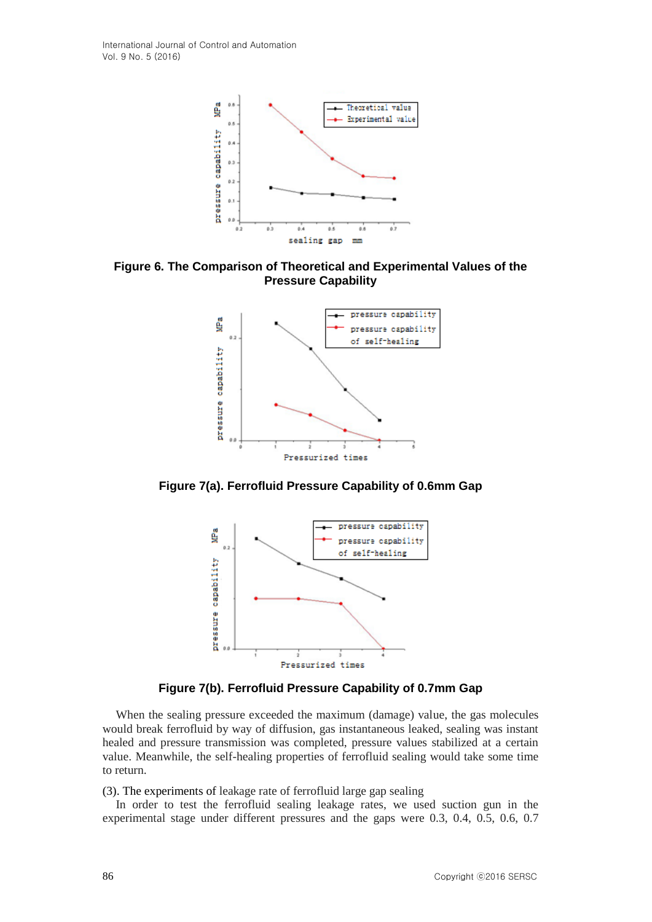**Figure 6. The Comparison of Theoretical and Experimental Values of the Pressure Capability**

**Figure 7(a). Ferrofluid Pressure Capability of 0.6mm Gap**

**Figure 7(b). Ferrofluid Pressure Capability of 0.7mm Gap**

When the sealing pressure exceeded the maximum (damage) value, the gas molecules would break ferrofluid by way of diffusion, gas instantaneous leaked, sealing was instant healed and pressure transmission was completed, pressure values stabilized at a certain value. Meanwhile, the self-healing properties of ferrofluid sealing would take some time to return.

(3). The experiments of leakage rate of ferrofluid large gap sealing

In order to test the ferrofluid sealing leakage rates, we used suction gun in the experimental stage under different pressures and the gaps were 0.3, 0.4, 0.5, 0.6, 0.7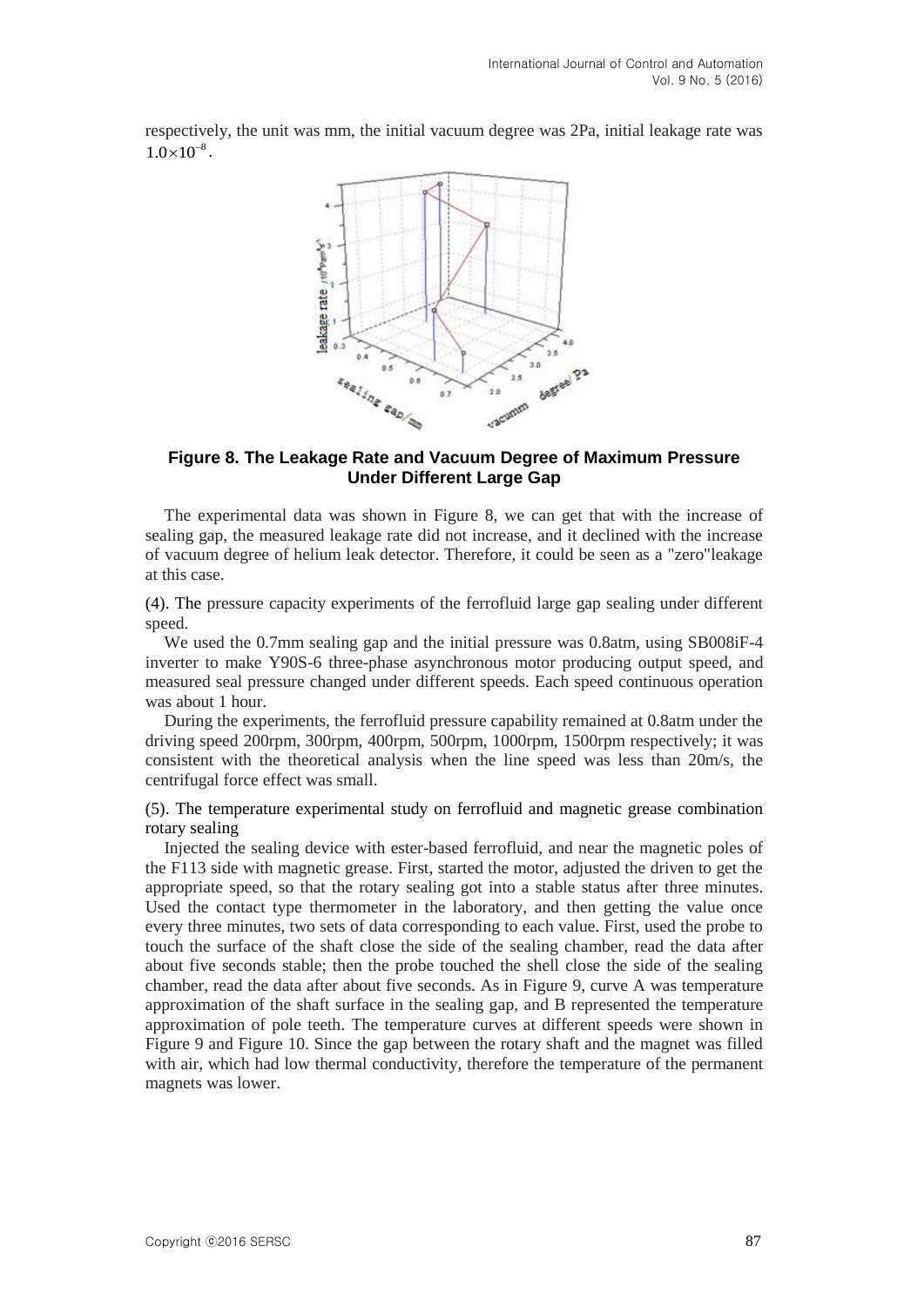respectively, the unit was mm, the initial vacuum degree was 2Pa, initial leakage rate was $1.0\times10^{-8}$.

**Figure 8. The Leakage Rate and Vacuum Degree of Maximum Pressure Under Different Large Gap**

The experimental data was shown in Figure 8, we can get that with the increase of sealing gap, the measured leakage rate did not increase, and it declined with the increase of vacuum degree of helium leak detector. Therefore, it could be seen as a "zero"leakage at this case.

(4). The pressure capacity experiments of the ferrofluid large gap sealing under different speed.

We used the 0.7mm sealing gap and the initial pressure was 0.8atm, using SB008iF-4 inverter to make Y90S-6 three-phase asynchronous motor producing output speed, and measured seal pressure changed under different speeds. Each speed continuous operation was about 1 hour.

During the experiments, the ferrofluid pressure capability remained at 0.8atm under the driving speed 200rpm, 300rpm, 400rpm, 500rpm, 1000rpm, 1500rpm respectively; it was consistent with the theoretical analysis when the line speed was less than 20m/s, the centrifugal force effect was small.

(5). The temperature experimental study on ferrofluid and magnetic grease combination rotary sealing

Injected the sealing device with ester-based ferrofluid, and near the magnetic poles of the F113 side with magnetic grease. First, started the motor, adjusted the driven to get the appropriate speed, so that the rotary sealing got into a stable status after three minutes. Used the contact type thermometer in the laboratory, and then getting the value once every three minutes, two sets of data corresponding to each value. First, used the probe to touch the surface of the shaft close the side of the sealing chamber, read the data after about five seconds stable; then the probe touched the shell close the side of the sealing chamber, read the data after about five seconds. As in Figure 9, curve A was temperature approximation of the shaft surface in the sealing gap, and B represented the temperature approximation of pole teeth. The temperature curves at different speeds were shown in Figure 9 and Figure 10. Since the gap between the rotary shaft and the magnet was filled with air, which had low thermal conductivity, therefore the temperature of the permanent magnets was lower.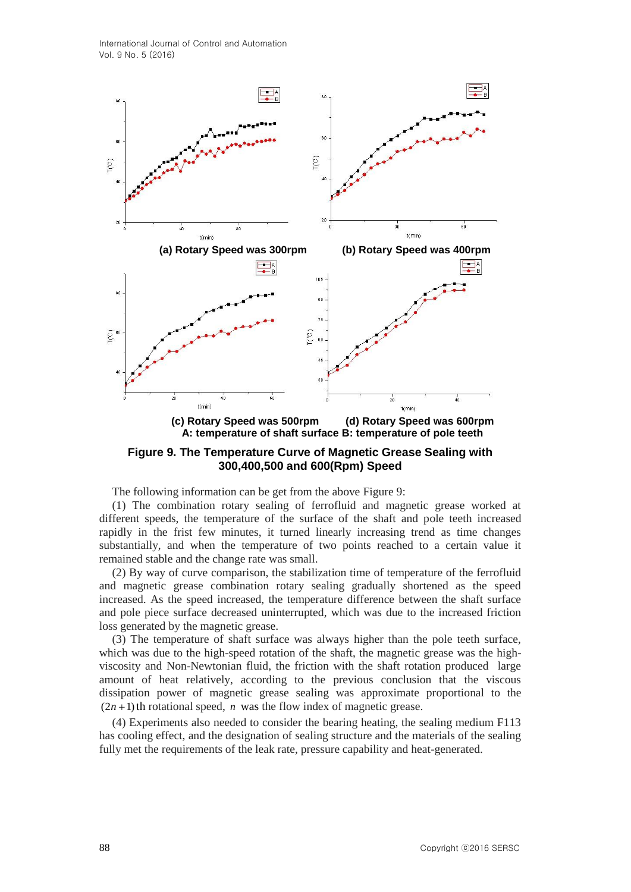(a) Rotary Speed was 300rpm (b) Rotary Speed was 400rpm

(c) Rotary Speed was 500rpm (d) Rotary Speed was 600rpm

A: temperature of shaft surface B: temperature of pole teeth

**Figure 9. The Temperature Curve of Magnetic Grease Sealing with 300,400,500 and 600(Rpm) Speed**

The following information can be get from the above Figure 9:

(1) The combination rotary sealing of ferrofluid and magnetic grease worked at different speeds, the temperature of the surface of the shaft and pole teeth increased rapidly in the frist few minutes, it turned linearly increasing trend as time changes substantially, and when the temperature of two points reached to a certain value it remained stable and the change rate was small.

(2) By way of curve comparison, the stabilization time of temperature of the ferrofluid and magnetic grease combination rotary sealing gradually shortened as the speed increased. As the speed increased, the temperature difference between the shaft surface and pole piece surface decreased uninterrupted, which was due to the increased friction loss generated by the magnetic grease.

(3) The temperature of shaft surface was always higher than the pole teeth surface, which was due to the high-speed rotation of the shaft, the magnetic grease was the high-viscosity and Non-Newtonian fluid, the friction with the shaft rotation produced large amount of heat relatively, according to the previous conclusion that the viscous dissipation power of magnetic grease sealing was approximate proportional to the $(2n+1)$ th rotational speed, $n$ was the flow index of magnetic grease.

(4) Experiments also needed to consider the bearing heating, the sealing medium F113 has cooling effect, and the designation of sealing structure and the materials of the sealing fully met the requirements of the leak rate, pressure capability and heat-generated.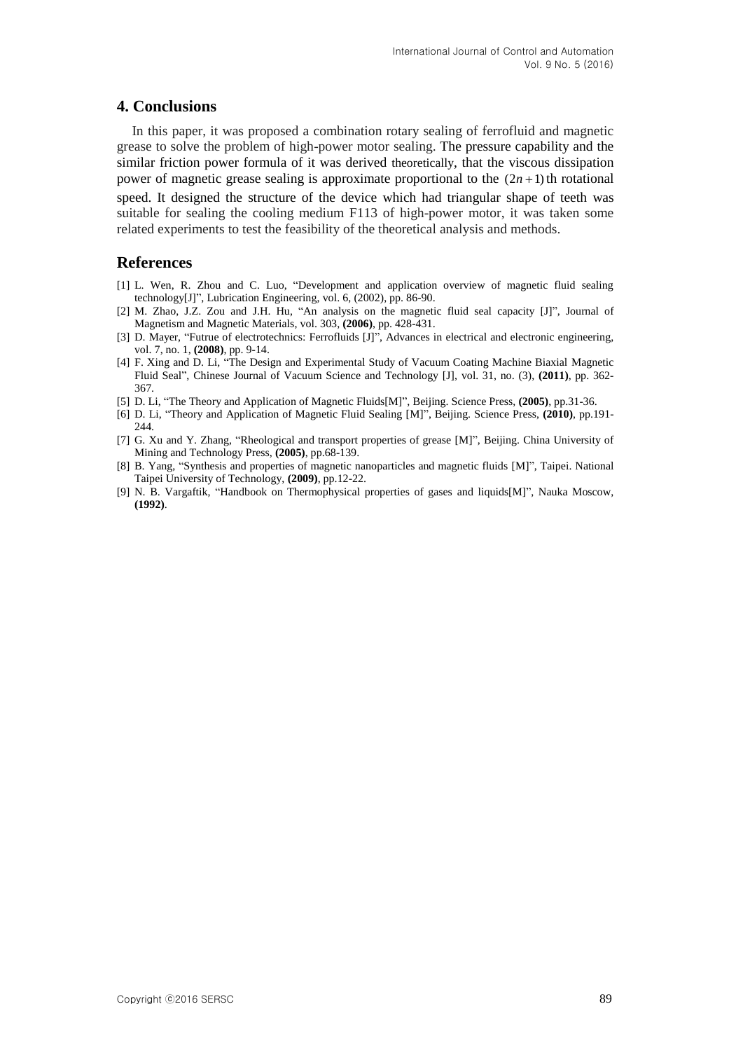## 4. Conclusions

In this paper, it was proposed a combination rotary sealing of ferrofluid and magnetic grease to solve the problem of high-power motor sealing. The pressure capability and the similar friction power formula of it was derived theoretically, that the viscous dissipation power of magnetic grease sealing is approximate proportional to the $(2n+1)$th rotational speed. It designed the structure of the device which had triangular shape of teeth was suitable for sealing the cooling medium F113 of high-power motor, it was taken some related experiments to test the feasibility of the theoretical analysis and methods.

## References

[1] L. Wen, R. Zhou and C. Luo, "Development and application overview of magnetic fluid sealing technology[J]", Lubrication Engineering, vol. 6, (2002), pp. 86-90.

[2] M. Zhao, J.Z. Zou and J.H. Hu, "An analysis on the magnetic fluid seal capacity [J]", Journal of Magnetism and Magnetic Materials, vol. 303, **(2006)**, pp. 428-431.

[3] D. Mayer, "Futrue of electrotechnics: Ferrofluids [J]", Advances in electrical and electronic engineering, vol. 7, no. 1, **(2008)**, pp. 9-14.

[4] F. Xing and D. Li, "The Design and Experimental Study of Vacuum Coating Machine Biaxial Magnetic Fluid Seal", Chinese Journal of Vacuum Science and Technology [J], vol. 31, no. (3), **(2011)**, pp. 362-367.

[5] D. Li, "The Theory and Application of Magnetic Fluids[M]", Beijing. Science Press, **(2005)**, pp.31-36.

[6] D. Li, "Theory and Application of Magnetic Fluid Sealing [M]", Beijing. Science Press, **(2010)**, pp.191-244.

[7] G. Xu and Y. Zhang, "Rheological and transport properties of grease [M]", Beijing. China University of Mining and Technology Press, **(2005)**, pp.68-139.

[8] B. Yang, "Synthesis and properties of magnetic nanoparticles and magnetic fluids [M]", Taipei. National Taipei University of Technology, **(2009)**, pp.12-22.

[9] N. B. Vargaftik, "Handbook on Thermophysical properties of gases and liquids[M]", Nauka Moscow, **(1992)**.